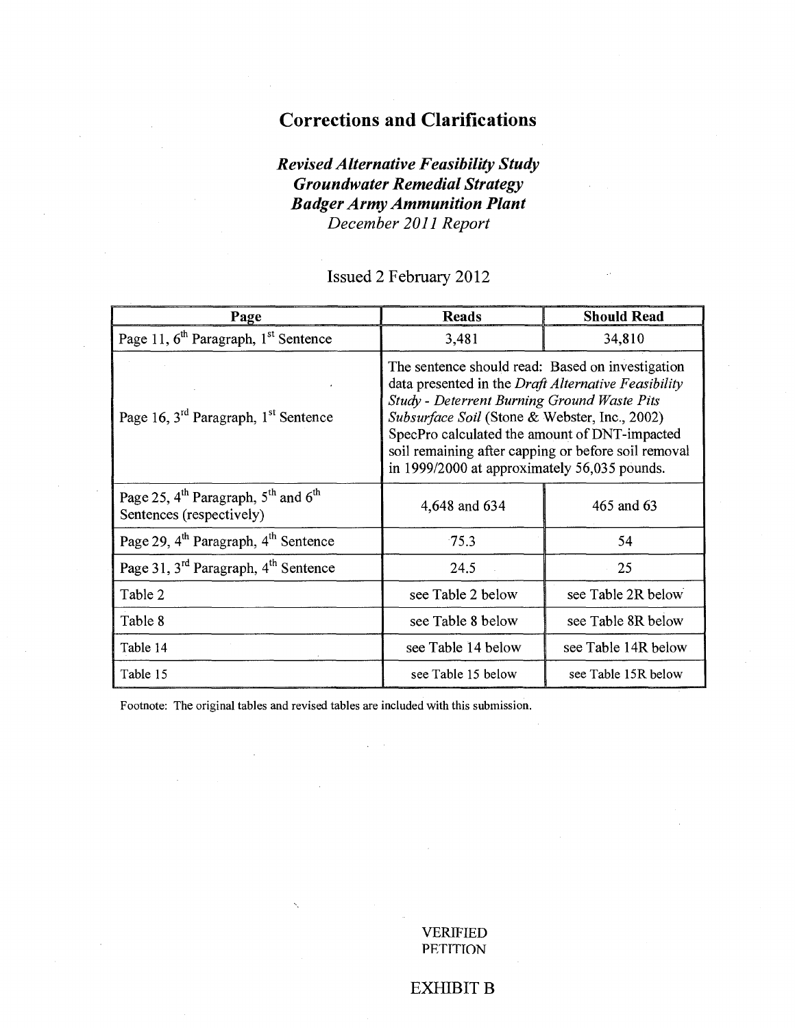# Corrections and Clarifications

***Revised Alternative Feasibility Study***
***Groundwater Remedial Strategy***
***Badger Army Ammunition Plant***
*December 2011 Report*

Issued 2 February 2012

| Page | Reads | Should Read |
|---|---|---|
| Page 11, 6th Paragraph, 1st Sentence | 3,481 | 34,810 |
| Page 16, 3rd Paragraph, 1st Sentence | The sentence should read: Based on investigation data presented in the *Draft Alternative Feasibility Study - Deterrent Burning Ground Waste Pits Subsurface Soil* (Stone & Webster, Inc., 2002) SpecPro calculated the amount of DNT-impacted soil remaining after capping or before soil removal in 1999/2000 at approximately 56,035 pounds. | |
| Page 25, 4th Paragraph, 5th and 6th Sentences (respectively) | 4,648 and 634 | 465 and 63 |
| Page 29, 4th Paragraph, 4th Sentence | 75.3 | 54 |
| Page 31, 3rd Paragraph, 4th Sentence | 24.5 | 25 |
| Table 2 | see Table 2 below | see Table 2R below |
| Table 8 | see Table 8 below | see Table 8R below |
| Table 14 | see Table 14 below | see Table 14R below |
| Table 15 | see Table 15 below | see Table 15R below |

Footnote: The original tables and revised tables are included with this submission.

VERIFIED
PETITION

EXHIBIT B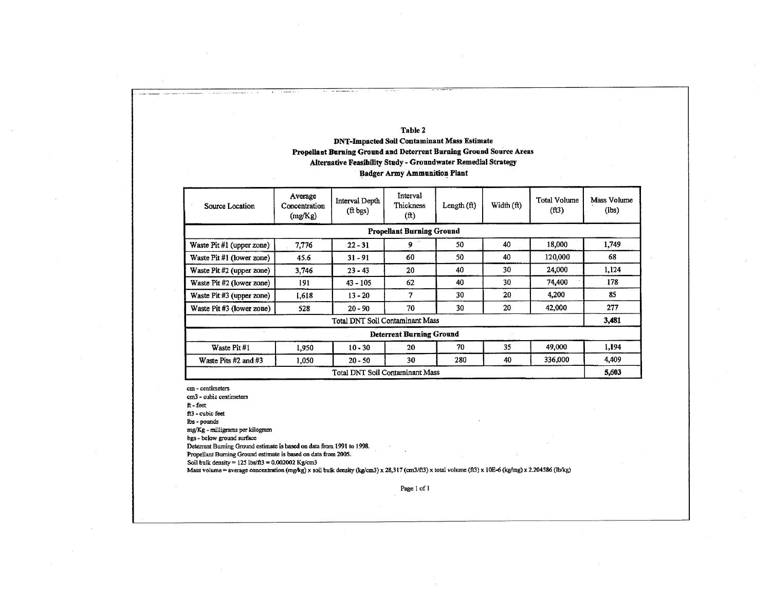**Table 2**
**DNT-Impacted Soil Contaminant Mass Estimate**
**Propellant Burning Ground and Deterrent Burning Ground Source Areas**
**Alternative Feasibility Study - Groundwater Remedial Strategy**
**Badger Army Ammunition Plant**

| Source Location | Average Concentration (mg/Kg) | Interval Depth (ft bgs) | Interval Thickness (ft) | Length (ft) | Width (ft) | Total Volume (ft3) | Mass Volume (lbs) |
|---|---|---|---|---|---|---|---|
| **Propellant Burning Ground** | | | | | | | |
| Waste Pit #1 (upper zone) | 7,776 | 22 - 31 | 9 | 50 | 40 | 18,000 | 1,749 |
| Waste Pit #1 (lower zone) | 45.6 | 31 - 91 | 60 | 50 | 40 | 120,000 | 68 |
| Waste Pit #2 (upper zone) | 3,746 | 23 - 43 | 20 | 40 | 30 | 24,000 | 1,124 |
| Waste Pit #2 (lower zone) | 191 | 43 - 105 | 62 | 40 | 30 | 74,400 | 178 |
| Waste Pit #3 (upper zone) | 1,618 | 13 - 20 | 7 | 30 | 20 | 4,200 | 85 |
| Waste Pit #3 (lower zone) | 528 | 20 - 90 | 70 | 30 | 20 | 42,000 | 277 |
| Total DNT Soil Contaminant Mass | | | | | | | **3,481** |
| **Deterrent Burning Ground** | | | | | | | |
| Waste Pit #1 | 1,950 | 10 - 30 | 20 | 70 | 35 | 49,000 | 1,194 |
| Waste Pits #2 and #3 | 1,050 | 20 - 50 | 30 | 280 | 40 | 336,000 | 4,409 |
| Total DNT Soil Contaminant Mass | | | | | | | **5,603** |

cm - centimeters
cm3 - cubic centimeters
ft - feet
ft3 - cubic feet
lbs - pounds
mg/Kg - milligrams per kilogram
bgs - below ground surface
Deterrent Burning Ground estimate is based on data from 1991 to 1998.
Propellant Burning Ground estimate is based on data from 2005.
Soil bulk density = 125 lbs/ft3 = 0.002002 Kg/cm3
Mass volume = average concentration (mg/kg) x soil bulk density (kg/cm3) x 28,317 (cm3/ft3) x total volume (ft3) x 10E-6 (kg/mg) x 2.204586 (lb/kg)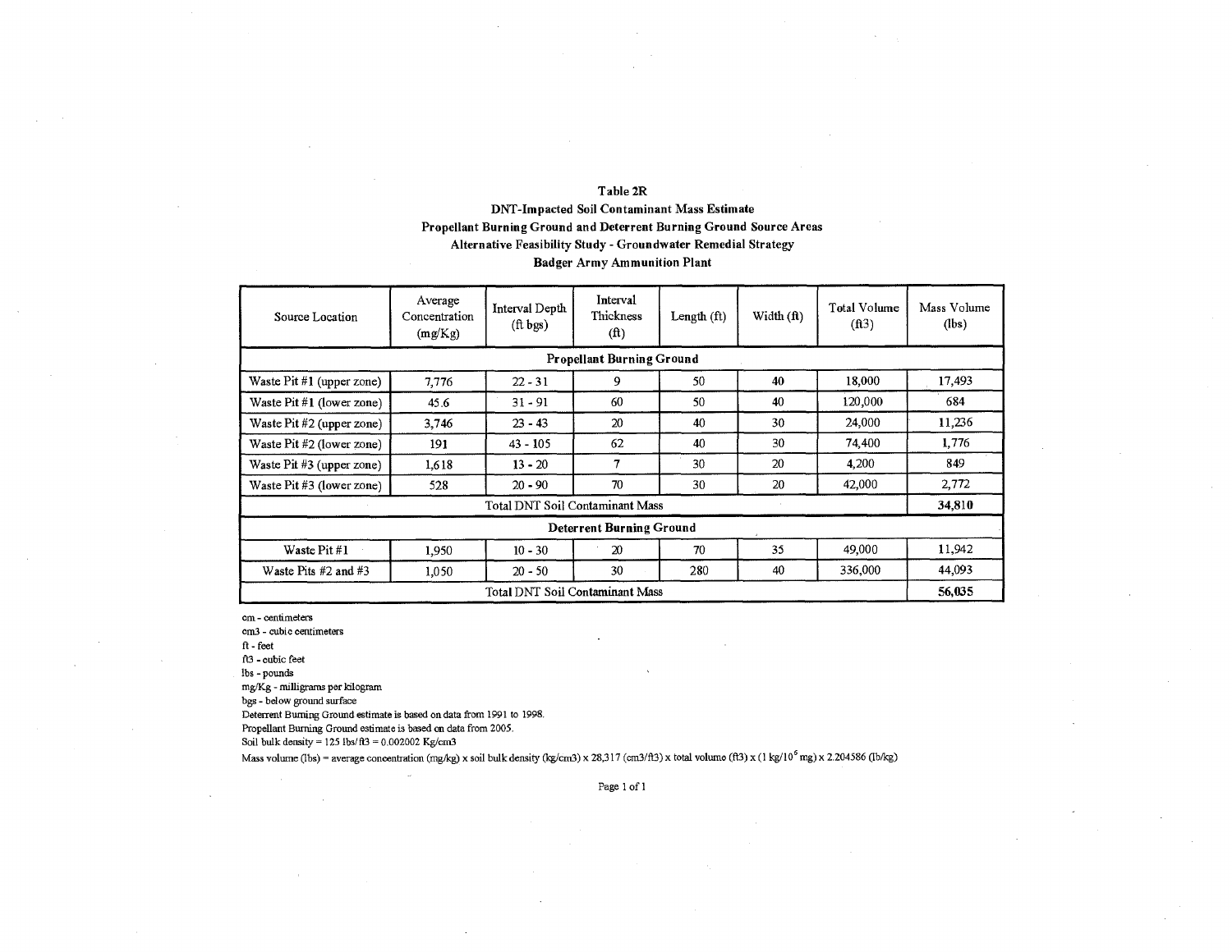# Table 2R

## DNT-Impacted Soil Contaminant Mass Estimate

## Propellant Burning Ground and Deterrent Burning Ground Source Areas

## Alternative Feasibility Study - Groundwater Remedial Strategy

## Badger Army Ammunition Plant

| Source Location | Average Concentration (mg/Kg) | Interval Depth (ft bgs) | Interval Thickness (ft) | Length (ft) | Width (ft) | Total Volume (ft3) | Mass Volume (lbs) |
|---|---|---|---|---|---|---|---|
| **Propellant Burning Ground** | | | | | | | |
| Waste Pit #1 (upper zone) | 7,776 | 22 - 31 | 9 | 50 | 40 | 18,000 | 17,493 |
| Waste Pit #1 (lower zone) | 45.6 | 31 - 91 | 60 | 50 | 40 | 120,000 | 684 |
| Waste Pit #2 (upper zone) | 3,746 | 23 - 43 | 20 | 40 | 30 | 24,000 | 11,236 |
| Waste Pit #2 (lower zone) | 191 | 43 - 105 | 62 | 40 | 30 | 74,400 | 1,776 |
| Waste Pit #3 (upper zone) | 1,618 | 13 - 20 | 7 | 30 | 20 | 4,200 | 849 |
| Waste Pit #3 (lower zone) | 528 | 20 - 90 | 70 | 30 | 20 | 42,000 | 2,772 |
| Total DNT Soil Contaminant Mass | | | | | | | **34,810** |
| **Deterrent Burning Ground** | | | | | | | |
| Waste Pit #1 | 1,950 | 10 - 30 | 20 | 70 | 35 | 49,000 | 11,942 |
| Waste Pits #2 and #3 | 1,050 | 20 - 50 | 30 | 280 | 40 | 336,000 | 44,093 |
| Total DNT Soil Contaminant Mass | | | | | | | **56,035** |

cm - centimeters
cm3 - cubic centimeters
ft - feet
ft3 - cubic feet
lbs - pounds
mg/Kg - milligrams per kilogram
bgs - below ground surface
Deterrent Burning Ground estimate is based on data from 1991 to 1998.
Propellant Burning Ground estimate is based on data from 2005.
Soil bulk density = 125 lbs/ft3 = 0.002002 Kg/cm3
Mass volume (lbs) = average concentration (mg/kg) x soil bulk density (kg/cm3) x 28,317 (cm3/ft3) x total volume (ft3) x (1 kg/$10^6$ mg) x 2.204586 (lb/kg)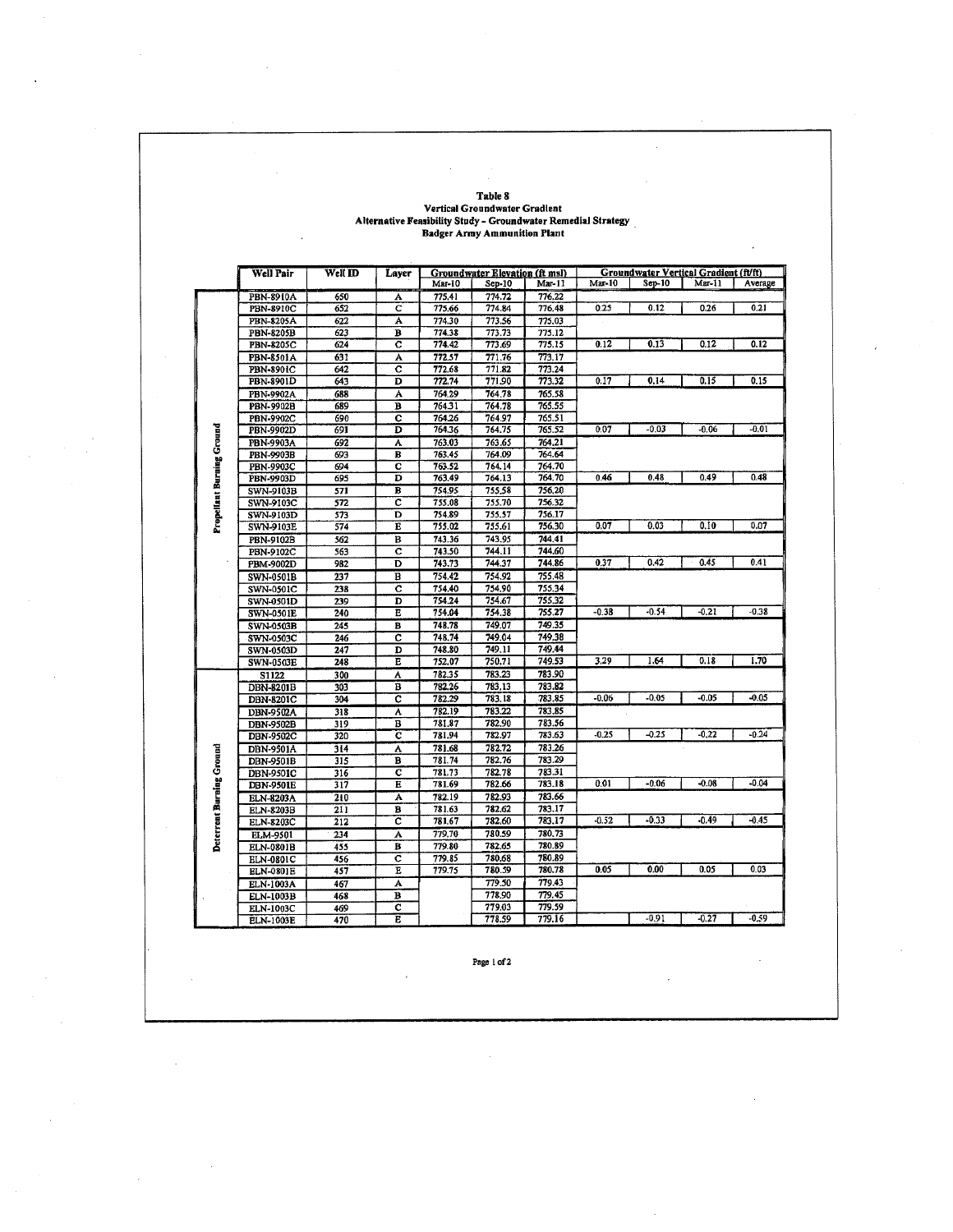# Table 8
## Vertical Groundwater Gradient
## Alternative Feasibility Study - Groundwater Remedial Strategy
## Badger Army Ammunition Plant

| | Well Pair | Well ID | Layer | Groundwater Elevation (ft msl) | | | Groundwater Vertical Gradient (ft/ft) | | | |
|---|---|---|---|---|---|---|---|---|---|---|
| | | | | Mar-10 | Sep-10 | Mar-11 | Mar-10 | Sep-10 | Mar-11 | Average |
| Propellant Burning Ground | PBN-8910A | 650 | A | 775.41 | 774.72 | 776.22 | | | | |
| | PBN-8910C | 652 | C | 775.66 | 774.84 | 776.48 | 0.25 | 0.12 | 0.26 | 0.21 |
| | PBN-8205A | 622 | A | 774.30 | 773.56 | 775.03 | | | | |
| | PBN-8205B | 623 | B | 774.38 | 773.73 | 775.12 | | | | |
| | PBN-8205C | 624 | C | 774.42 | 773.69 | 775.15 | 0.12 | 0.13 | 0.12 | 0.12 |
| | PBN-8501A | 631 | A | 772.57 | 771.76 | 773.17 | | | | |
| | PBN-8901C | 642 | C | 772.68 | 771.82 | 773.24 | | | | |
| | PBN-8901D | 643 | D | 772.74 | 771.90 | 773.32 | 0.17 | 0.14 | 0.15 | 0.15 |
| | PBN-9902A | 688 | A | 764.29 | 764.78 | 765.58 | | | | |
| | PBN-9902B | 689 | B | 764.31 | 764.78 | 765.55 | | | | |
| | PBN-9902C | 690 | C | 764.26 | 764.97 | 765.51 | | | | |
| | PBN-9902D | 691 | D | 764.36 | 764.75 | 765.52 | 0.07 | -0.03 | -0.06 | -0.01 |
| | PBN-9903A | 692 | A | 763.03 | 763.65 | 764.21 | | | | |
| | PBN-9903B | 693 | B | 763.45 | 764.09 | 764.64 | | | | |
| | PBN-9903C | 694 | C | 763.52 | 764.14 | 764.70 | | | | |
| | PBN-9903D | 695 | D | 763.49 | 764.13 | 764.70 | 0.46 | 0.48 | 0.49 | 0.48 |
| | SWN-9103B | 571 | B | 754.95 | 755.58 | 756.20 | | | | |
| | SWN-9103C | 572 | C | 755.08 | 755.70 | 756.32 | | | | |
| | SWN-9103D | 573 | D | 754.89 | 755.57 | 756.17 | | | | |
| | SWN-9103E | 574 | E | 755.02 | 755.61 | 756.30 | 0.07 | 0.03 | 0.10 | 0.07 |
| | PBN-9102B | 562 | B | 743.36 | 743.95 | 744.41 | | | | |
| | PBN-9102C | 563 | C | 743.50 | 744.11 | 744.60 | | | | |
| | PBM-9002D | 982 | D | 743.73 | 744.37 | 744.86 | 0.37 | 0.42 | 0.45 | 0.41 |
| | SWN-0501B | 237 | B | 754.42 | 754.92 | 755.48 | | | | |
| | SWN-0501C | 238 | C | 754.40 | 754.90 | 755.34 | | | | |
| | SWN-0501D | 239 | D | 754.24 | 754.67 | 755.32 | | | | |
| | SWN-0501E | 240 | E | 754.04 | 754.38 | 755.27 | -0.38 | -0.54 | -0.21 | -0.38 |
| | SWN-0503B | 245 | B | 748.78 | 749.07 | 749.35 | | | | |
| | SWN-0503C | 246 | C | 748.74 | 749.04 | 749.38 | | | | |
| | SWN-0503D | 247 | D | 748.80 | 749.11 | 749.44 | | | | |
| | SWN-0503E | 248 | E | 752.07 | 750.71 | 749.53 | 3.29 | 1.64 | 0.18 | 1.70 |
| Deterrent Burning Ground | S1122 | 300 | A | 782.35 | 783.23 | 783.90 | | | | |
| | DBN-8201B | 303 | B | 782.26 | 783.13 | 783.82 | | | | |
| | DBN-8201C | 304 | C | 782.29 | 783.18 | 783.85 | -0.06 | -0.05 | -0.05 | -0.05 |
| | DBN-9502A | 318 | A | 782.19 | 783.22 | 783.85 | | | | |
| | DBN-9502B | 319 | B | 781.87 | 782.90 | 783.56 | | | | |
| | DBN-9502C | 320 | C | 781.94 | 782.97 | 783.63 | -0.25 | -0.25 | -0.22 | -0.24 |
| | DBN-9501A | 314 | A | 781.68 | 782.72 | 783.26 | | | | |
| | DBN-9501B | 315 | B | 781.74 | 782.76 | 783.29 | | | | |
| | DBN-9501C | 316 | C | 781.73 | 782.78 | 783.31 | | | | |
| | DBN-9501E | 317 | E | 781.69 | 782.66 | 783.18 | 0.01 | -0.06 | -0.08 | -0.04 |
| | ELN-8203A | 210 | A | 782.19 | 782.93 | 783.66 | | | | |
| | ELN-8203B | 211 | B | 781.63 | 782.62 | 783.17 | | | | |
| | ELN-8203C | 212 | C | 781.67 | 782.60 | 783.17 | -0.52 | -0.33 | -0.49 | -0.45 |
| | ELM-9501 | 234 | A | 779.70 | 780.59 | 780.73 | | | | |
| | ELN-0801B | 455 | B | 779.80 | 782.65 | 780.89 | | | | |
| | ELN-0801C | 456 | C | 779.85 | 780.68 | 780.89 | | | | |
| | ELN-0801E | 457 | E | 779.75 | 780.59 | 780.78 | 0.05 | 0.00 | 0.05 | 0.03 |
| | ELN-1003A | 467 | A | | 779.50 | 779.43 | | | | |
| | ELN-1003B | 468 | B | | 778.90 | 779.45 | | | | |
| | ELN-1003C | 469 | C | | 779.03 | 779.59 | | | | |
| | ELN-1003E | 470 | E | | 778.59 | 779.16 | | -0.91 | -0.27 | -0.59 |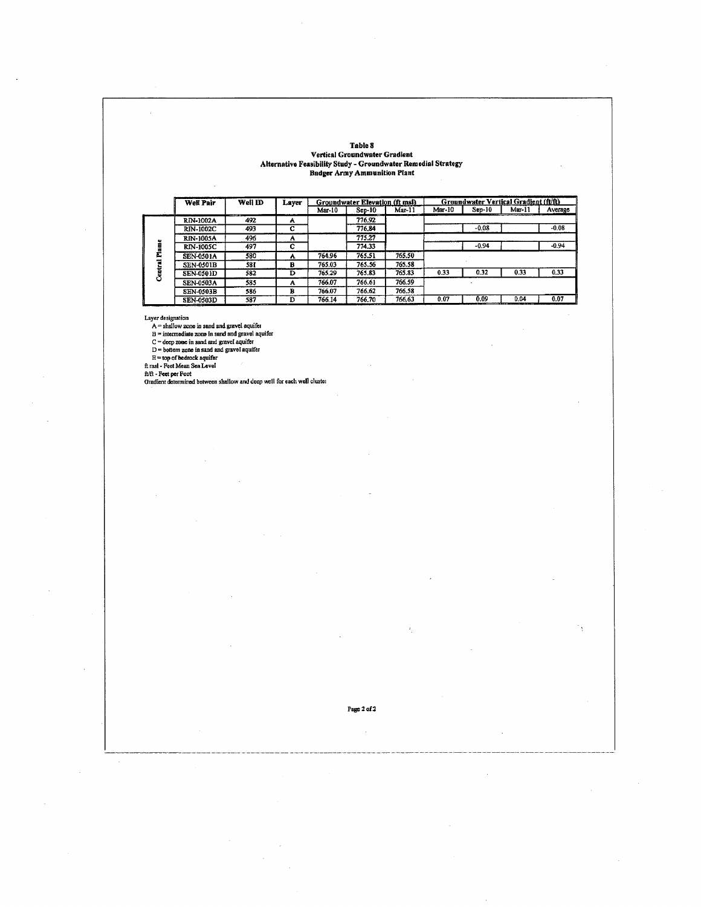# Table 8
## Vertical Groundwater Gradient
## Alternative Feasibility Study - Groundwater Remedial Strategy
## Badger Army Ammunition Plant

| | Well Pair | Well ID | Layer | Groundwater Elevation (ft msl) | | | Groundwater Vertical Gradient (ft/ft) | | | |
|---|---|---|---|---|---|---|---|---|---|---|
| | | | | Mar-10 | Sep-10 | Mar-11 | Mar-10 | Sep-10 | Mar-11 | Average |
| Central Plume | RIN-1002A | 492 | A | | 776.92 | | | | | |
| | RIN-1002C | 493 | C | | 776.84 | | | -0.08 | | -0.08 |
| | RIN-1005A | 496 | A | | 775.27 | | | | | |
| | RIN-1005C | 497 | C | | 774.33 | | | -0.94 | | -0.94 |
| | SEN-0501A | 580 | A | 764.96 | 765.51 | 765.50 | | | | |
| | SEN-0501B | 581 | B | 765.03 | 765.56 | 765.58 | | | | |
| | SEN-0501D | 582 | D | 765.29 | 765.83 | 765.83 | 0.33 | 0.32 | 0.33 | 0.33 |
| | SEN-0503A | 585 | A | 766.07 | 766.61 | 766.59 | | | | |
| | SEN-0503B | 586 | B | 766.07 | 766.62 | 766.58 | | | | |
| | SEN-0503D | 587 | D | 766.14 | 766.70 | 766.63 | 0.07 | 0.09 | 0.04 | 0.07 |

Layer designation
- A = shallow zone in sand and gravel aquifer
- B = intermediate zone in sand and gravel aquifer
- C = deep zone in sand and gravel aquifer
- D = bottom zone in sand and gravel aquifer
- E = top of bedrock aquifer

ft msl - Feet Mean Sea Level

ft/ft - Feet per Foot

Gradient determined between shallow and deep well for each well cluster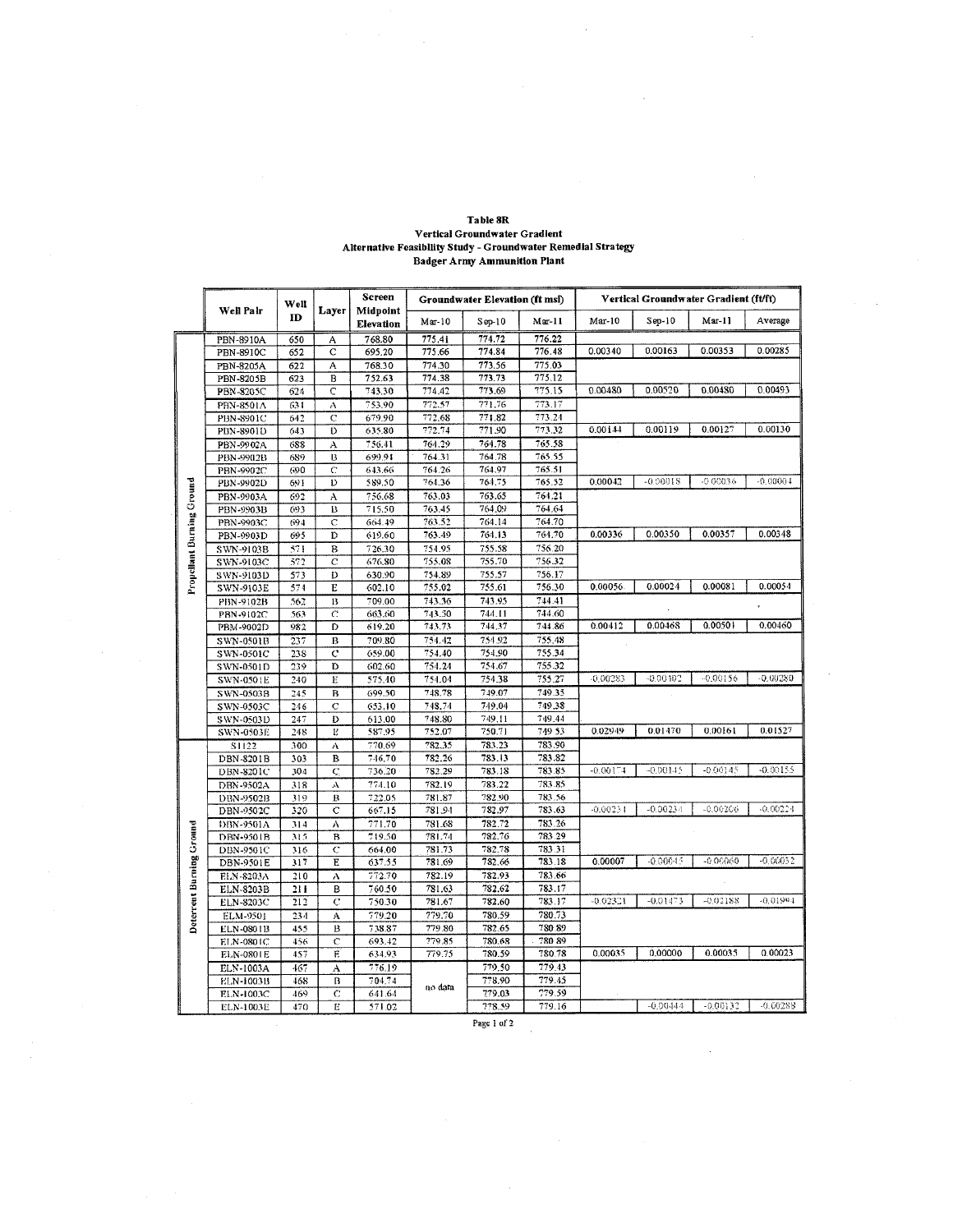**Table 8R**
**Vertical Groundwater Gradient**
**Alternative Feasibility Study - Groundwater Remedial Strategy**
**Badger Army Ammunition Plant**

| | Well Pair | Well ID | Layer | Screen Midpoint Elevation | Groundwater Elevation (ft msl) | | | Vertical Groundwater Gradient (ft/ft) | | | |
|---|---|---|---|---|---|---|---|---|---|---|---|
| | | | | | Mar-10 | Sep-10 | Mar-11 | Mar-10 | Sep-10 | Mar-11 | Average |
| Propellant Burning Ground | PBN-8910A | 650 | A | 768.80 | 775.41 | 774.72 | 776.22 | | | | |
| | PBN-8910C | 652 | C | 695.20 | 775.66 | 774.84 | 776.48 | 0.00340 | 0.00163 | 0.00353 | 0.00285 |
| | PBN-8205A | 622 | A | 768.30 | 774.30 | 773.56 | 775.03 | | | | |
| | PBN-8205B | 623 | B | 752.63 | 774.38 | 773.73 | 775.12 | | | | |
| | PBN-8205C | 624 | C | 743.30 | 774.42 | 773.69 | 775.15 | 0.00480 | 0.00520 | 0.00480 | 0.00493 |
| | PBN-8501A | 631 | A | 753.90 | 772.57 | 771.76 | 773.17 | | | | |
| | PBN-8901C | 642 | C | 679.90 | 772.68 | 771.82 | 773.24 | | | | |
| | PBN-8901D | 643 | D | 635.80 | 772.74 | 771.90 | 773.32 | 0.00144 | 0.00119 | 0.00127 | 0.00130 |
| | PBN-9902A | 688 | A | 756.41 | 764.29 | 764.78 | 765.58 | | | | |
| | PBN-9902B | 689 | B | 699.91 | 764.31 | 764.78 | 765.55 | | | | |
| | PBN-9902C | 690 | C | 643.66 | 764.26 | 764.97 | 765.51 | | | | |
| | PBN-9902D | 691 | D | 589.50 | 764.36 | 764.75 | 765.52 | 0.00042 | -0.00018 | -0.00036 | -0.00004 |
| | PBN-9903A | 692 | A | 756.68 | 763.03 | 763.65 | 764.21 | | | | |
| | PBN-9903B | 693 | B | 715.50 | 763.45 | 764.09 | 764.64 | | | | |
| | PBN-9903C | 694 | C | 664.49 | 763.52 | 764.14 | 764.70 | | | | |
| | PBN-9903D | 695 | D | 619.60 | 763.49 | 764.13 | 764.70 | 0.00336 | 0.00350 | 0.00357 | 0.00348 |
| | SWN-9103B | 571 | B | 726.30 | 754.95 | 755.58 | 756.20 | | | | |
| | SWN-9103C | 572 | C | 676.80 | 755.08 | 755.70 | 756.32 | | | | |
| | SWN-9103D | 573 | D | 630.90 | 754.89 | 755.57 | 756.17 | | | | |
| | SWN-9103E | 574 | E | 602.10 | 755.02 | 755.61 | 756.30 | 0.00056 | 0.00024 | 0.00081 | 0.00054 |
| | PBN-9102B | 562 | B | 709.00 | 743.36 | 743.95 | 744.41 | | | | |
| | PBN-9102C | 563 | C | 663.60 | 743.50 | 744.11 | 744.60 | | | | |
| | PBM-9002D | 982 | D | 619.20 | 743.73 | 744.37 | 744.86 | 0.00412 | 0.00468 | 0.00501 | 0.00460 |
| | SWN-0501B | 237 | B | 709.80 | 754.42 | 754.92 | 755.48 | | | | |
| | SWN-0501C | 238 | C | 659.00 | 754.40 | 754.90 | 755.34 | | | | |
| | SWN-0501D | 239 | D | 602.60 | 754.24 | 754.67 | 755.32 | | | | |
| | SWN-0501E | 240 | E | 575.40 | 754.04 | 754.38 | 755.27 | -0.00283 | -0.00402 | -0.00156 | -0.00280 |
| | SWN-0503B | 245 | B | 699.50 | 748.78 | 749.07 | 749.35 | | | | |
| | SWN-0503C | 246 | C | 653.10 | 748.74 | 749.04 | 749.38 | | | | |
| | SWN-0503D | 247 | D | 613.00 | 748.80 | 749.11 | 749.44 | | | | |
| | SWN-0503E | 248 | E | 587.95 | 752.07 | 750.71 | 749.53 | 0.02949 | 0.01470 | 0.00161 | 0.01527 |
| Deterrent Burning Ground | S1122 | 300 | A | 770.69 | 782.35 | 783.23 | 783.90 | | | | |
| | DBN-8201B | 303 | B | 746.70 | 782.26 | 783.13 | 783.82 | | | | |
| | DBN-8201C | 304 | C | 736.20 | 782.29 | 783.18 | 783.85 | -0.00174 | -0.00145 | -0.00145 | -0.00155 |
| | DBN-9502A | 318 | A | 774.10 | 782.19 | 783.22 | 783.85 | | | | |
| | DBN-9502B | 319 | B | 722.05 | 781.87 | 782.90 | 783.56 | | | | |
| | DBN-9502C | 320 | C | 667.15 | 781.94 | 782.97 | 783.63 | -0.00234 | -0.00234 | -0.00206 | -0.00224 |
| | DBN-9501A | 314 | A | 771.70 | 781.68 | 782.72 | 783.26 | | | | |
| | DBN-9501B | 315 | B | 719.50 | 781.74 | 782.76 | 783.29 | | | | |
| | DBN-9501C | 316 | C | 664.00 | 781.73 | 782.78 | 783.31 | | | | |
| | DBN-9501E | 317 | E | 637.55 | 781.69 | 782.66 | 783.18 | 0.00007 | -0.00045 | -0.00060 | -0.00032 |
| | ELN-8203A | 210 | A | 772.70 | 782.19 | 782.93 | 783.66 | | | | |
| | ELN-8203B | 211 | B | 760.50 | 781.63 | 782.62 | 783.17 | | | | |
| | ELN-8203C | 212 | C | 750.30 | 781.67 | 782.60 | 783.17 | -0.02321 | -0.01473 | -0.02188 | -0.01994 |
| | ELM-9501 | 234 | A | 779.20 | 779.70 | 780.59 | 780.73 | | | | |
| | ELN-0801B | 455 | B | 738.87 | 779.80 | 782.65 | 780.89 | | | | |
| | ELN-0801C | 456 | C | 693.42 | 779.85 | 780.68 | 780.89 | | | | |
| | ELN-0801E | 457 | E | 634.93 | 779.75 | 780.59 | 780.78 | 0.00035 | 0.00000 | 0.00035 | 0.00023 |
| | ELN-1003A | 467 | A | 776.19 | no data | 779.50 | 779.43 | | | | |
| | ELN-1003B | 468 | B | 704.74 | | 778.90 | 779.45 | | | | |
| | ELN-1003C | 469 | C | 641.64 | | 779.03 | 779.59 | | | | |
| | ELN-1003E | 470 | E | 571.02 | | 778.59 | 779.16 | | -0.00444 | -0.00132 | -0.00288 |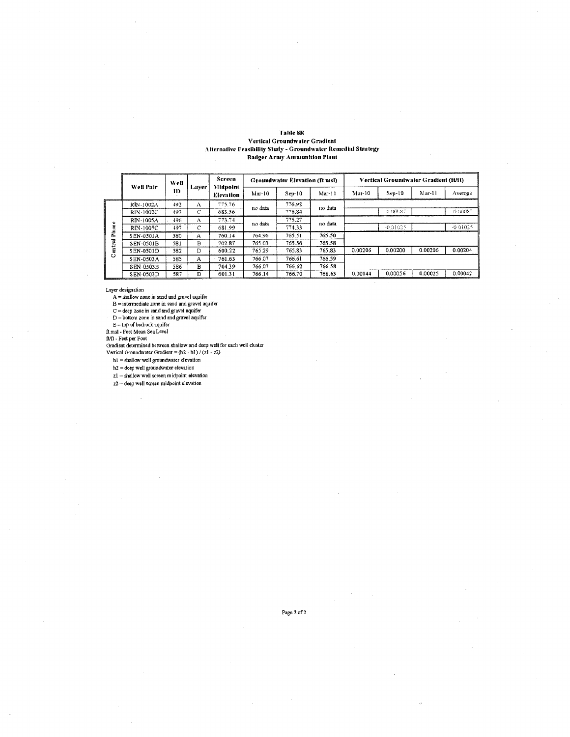**Table 8R**
**Vertical Groundwater Gradient**
**Alternative Feasibility Study - Groundwater Remedial Strategy**
**Badger Army Ammunition Plant**

| | Well Pair | Well ID | Layer | Screen Midpoint Elevation | Groundwater Elevation (ft msl) | | | Vertical Groundwater Gradient (ft/ft) | | | |
|---|---|---|---|---|---|---|---|---|---|---|---|
| | | | | | Mar-10 | Sep-10 | Mar-11 | Mar-10 | Sep-10 | Mar-11 | Average |
| Central Plume | RIN-1002A | 492 | A | 775.76 | no data | 776.92 | no data | | | | |
| | RIN-1002C | 493 | C | 683.56 | | 776.84 | | | -0.00087 | | -0.00087 |
| | RIN-1005A | 496 | A | 773.74 | no data | 775.27 | no data | | | | |
| | RIN-1005C | 497 | C | 681.99 | | 774.33 | | | -0.01025 | | -0.01025 |
| | SEN-0501A | 580 | A | 760.14 | 764.96 | 765.51 | 765.50 | | | | |
| | SEN-0501B | 581 | B | 702.87 | 765.03 | 765.56 | 765.58 | | | | |
| | SEN-0501D | 582 | D | 600.22 | 765.29 | 765.83 | 765.83 | 0.00206 | 0.00200 | 0.00206 | 0.00204 |
| | SEN-0503A | 585 | A | 761.63 | 766.07 | 766.61 | 766.59 | | | | |
| | SEN-0503B | 586 | B | 704.39 | 766.07 | 766.62 | 766.58 | | | | |
| | SEN-0503D | 587 | D | 601.31 | 766.14 | 766.70 | 766.63 | 0.00044 | 0.00056 | 0.00025 | 0.00042 |

Layer designation
- A = shallow zone in sand and gravel aquifer
- B = intermediate zone in sand and gravel aquifer
- C = deep zone in sand and gravel aquifer
- D = bottom zone in sand and gravel aquifer
- E = top of bedrock aquifer

ft msl - Feet Mean Sea Level
ft/ft - Feet per Foot
Gradient determined between shallow and deep well for each well cluster
Vertical Groundwater Gradient = $(h2 - h1) / (z1 - z2)$
- h1 = shallow well groundwater elevation
- h2 = deep well groundwater elevation
- z1 = shallow well screen midpoint elevation
- z2 = deep well screen midpoint elevation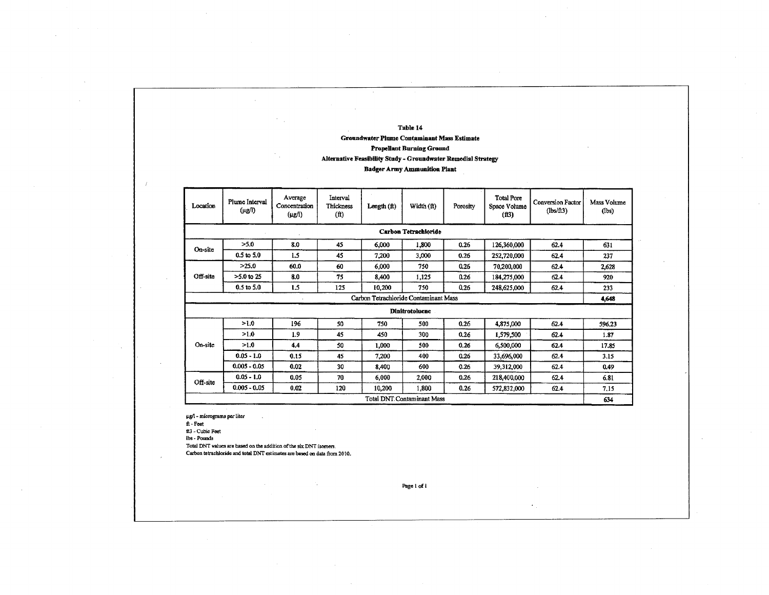**Table 14**

**Groundwater Plume Contaminant Mass Estimate**

**Propellant Burning Ground**

**Alternative Feasibility Study - Groundwater Remedial Strategy**

**Badger Army Ammunition Plant**

| Location | Plume Interval (µg/l) | Average Concentration (µg/l) | Interval Thickness (ft) | Length (ft) | Width (ft) | Porosity | Total Pore Space Volume (ft3) | Conversion Factor (lbs/ft3) | Mass Volume (lbs) |
|---|---|---|---|---|---|---|---|---|---|
| **Carbon Tetrachloride** | | | | | | | | | |
| On-site | >5.0 | 8.0 | 45 | 6,000 | 1,800 | 0.26 | 126,360,000 | 62.4 | 631 |
| | 0.5 to 5.0 | 1.5 | 45 | 7,200 | 3,000 | 0.26 | 252,720,000 | 62.4 | 237 |
| Off-site | >25.0 | 60.0 | 60 | 6,000 | 750 | 0.26 | 70,200,000 | 62.4 | 2,628 |
| | >5.0 to 25 | 8.0 | 75 | 8,400 | 1,125 | 0.26 | 184,275,000 | 62.4 | 920 |
| | 0.5 to 5.0 | 1.5 | 125 | 10,200 | 750 | 0.26 | 248,625,000 | 62.4 | 233 |
| Carbon Tetrachloride Contaminant Mass | | | | | | | | | **4,648** |
| **Dinitrotoluene** | | | | | | | | | |
| On-site | >1.0 | 196 | 50 | 750 | 500 | 0.26 | 4,875,000 | 62.4 | 596.23 |
| | >1.0 | 1.9 | 45 | 450 | 300 | 0.26 | 1,579,500 | 62.4 | 1.87 |
| | >1.0 | 4.4 | 50 | 1,000 | 500 | 0.26 | 6,500,000 | 62.4 | 17.85 |
| | 0.05 - 1.0 | 0.15 | 45 | 7,200 | 400 | 0.26 | 33,696,000 | 62.4 | 3.15 |
| | 0.005 - 0.05 | 0.02 | 30 | 8,400 | 600 | 0.26 | 39,312,000 | 62.4 | 0.49 |
| Off-site | 0.05 - 1.0 | 0.05 | 70 | 6,000 | 2,000 | 0.26 | 218,400,000 | 62.4 | 6.81 |
| | 0.005 - 0.05 | 0.02 | 120 | 10,200 | 1,800 | 0.26 | 572,832,000 | 62.4 | 7.15 |
| Total DNT Contaminant Mass | | | | | | | | | **634** |

µg/l - micrograms per liter
ft - Feet
ft3 - Cubic Feet
lbs - Pounds
Total DNT values are based on the addition of the six DNT isomers.
Carbon tetrachloride and total DNT estimates are based on data from 2010.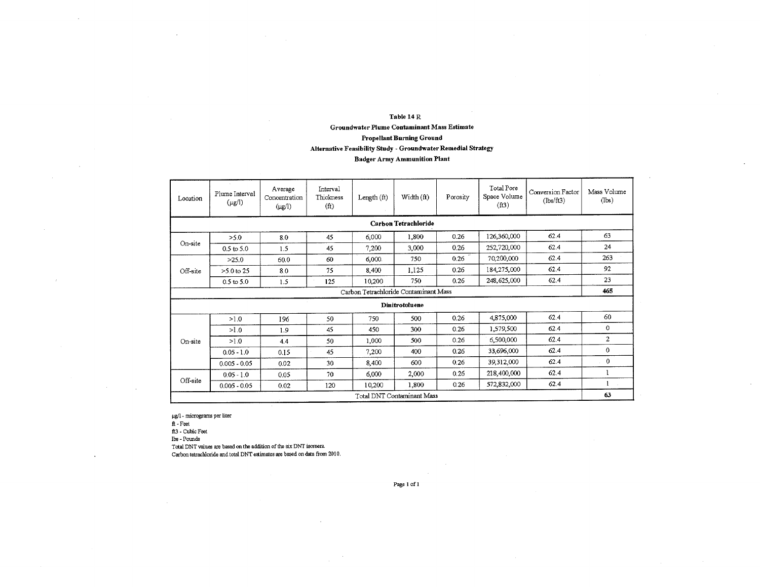**Table 14 R**

**Groundwater Plume Contaminant Mass Estimate**

**Propellant Burning Ground**

**Alternative Feasibility Study - Groundwater Remedial Strategy**

**Badger Army Ammunition Plant**

| Location | Plume Interval (μg/l) | Average Concentration (μg/l) | Interval Thickness (ft) | Length (ft) | Width (ft) | Porosity | Total Pore Space Volume (ft3) | Conversion Factor (lbs/ft3) | Mass Volume (lbs) |
|---|---|---|---|---|---|---|---|---|---|
| **Carbon Tetrachloride** | | | | | | | | | |
| On-site | >5.0 | 8.0 | 45 | 6,000 | 1,800 | 0.26 | 126,360,000 | 62.4 | 63 |
| | 0.5 to 5.0 | 1.5 | 45 | 7,200 | 3,000 | 0.26 | 252,720,000 | 62.4 | 24 |
| Off-site | >25.0 | 60.0 | 60 | 6,000 | 750 | 0.26 | 70,200,000 | 62.4 | 263 |
| | >5.0 to 25 | 8.0 | 75 | 8,400 | 1,125 | 0.26 | 184,275,000 | 62.4 | 92 |
| | 0.5 to 5.0 | 1.5 | 125 | 10,200 | 750 | 0.26 | 248,625,000 | 62.4 | 23 |
| Carbon Tetrachloride Contaminant Mass | | | | | | | | | **465** |
| **Dinitrotoluene** | | | | | | | | | |
| On-site | >1.0 | 196 | 50 | 750 | 500 | 0.26 | 4,875,000 | 62.4 | 60 |
| | >1.0 | 1.9 | 45 | 450 | 300 | 0.26 | 1,579,500 | 62.4 | 0 |
| | >1.0 | 4.4 | 50 | 1,000 | 500 | 0.26 | 6,500,000 | 62.4 | 2 |
| | 0.05 - 1.0 | 0.15 | 45 | 7,200 | 400 | 0.26 | 33,696,000 | 62.4 | 0 |
| | 0.005 - 0.05 | 0.02 | 30 | 8,400 | 600 | 0.26 | 39,312,000 | 62.4 | 0 |
| Off-site | 0.05 - 1.0 | 0.05 | 70 | 6,000 | 2,000 | 0.26 | 218,400,000 | 62.4 | 1 |
| | 0.005 - 0.05 | 0.02 | 120 | 10,200 | 1,800 | 0.26 | 572,832,000 | 62.4 | 1 |
| Total DNT Contaminant Mass | | | | | | | | | **63** |

μg/l - micrograms per liter
ft - Feet
ft3 - Cubic Feet
lbs - Pounds
Total DNT values are based on the addition of the six DNT isomers.
Carbon tetrachloride and total DNT estimates are based on data from 2010.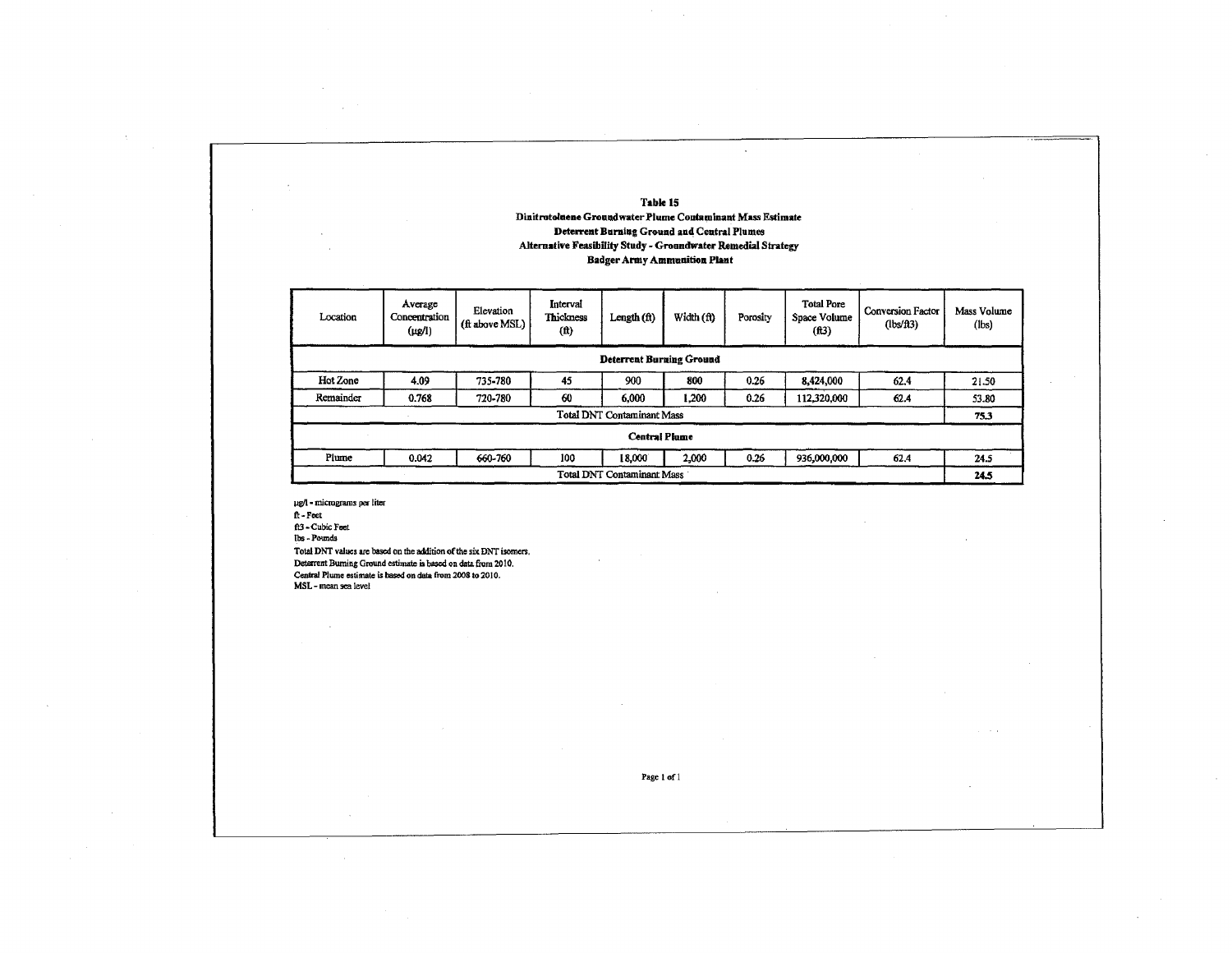**Table 15**
**Dinitrotoluene Groundwater Plume Contaminant Mass Estimate**
**Deterrent Burning Ground and Central Plumes**
**Alternative Feasibility Study - Groundwater Remedial Strategy**
**Badger Army Ammunition Plant**

| Location | Average Concentration (µg/l) | Elevation (ft above MSL) | Interval Thickness (ft) | Length (ft) | Width (ft) | Porosity | Total Pore Space Volume (ft3) | Conversion Factor (lbs/ft3) | Mass Volume (lbs) |
|---|---|---|---|---|---|---|---|---|---|
| **Deterrent Burning Ground** | | | | | | | | | |
| Hot Zone | 4.09 | 735-780 | 45 | 900 | 800 | 0.26 | 8,424,000 | 62.4 | 21.50 |
| Remainder | 0.768 | 720-780 | 60 | 6,000 | 1,200 | 0.26 | 112,320,000 | 62.4 | 53.80 |
| Total DNT Contaminant Mass | | | | | | | | | **75.3** |
| **Central Plume** | | | | | | | | | |
| Plume | 0.042 | 660-760 | 100 | 18,000 | 2,000 | 0.26 | 936,000,000 | 62.4 | 24.5 |
| Total DNT Contaminant Mass | | | | | | | | | **24.5** |

µg/l - micrograms per liter
ft - Feet
ft3 - Cubic Feet
lbs - Pounds
Total DNT values are based on the addition of the six DNT isomers.
Deterrent Burning Ground estimate is based on data from 2010.
Central Plume estimate is based on data from 2008 to 2010.
MSL - mean sea level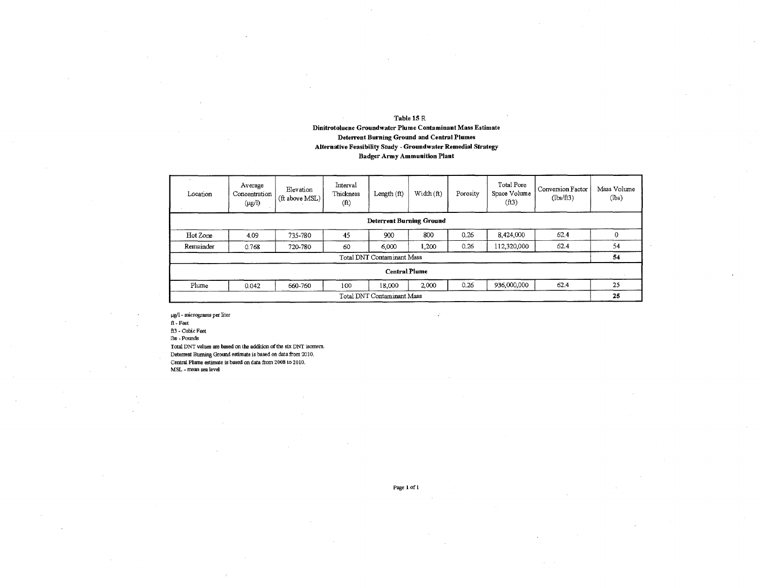### Table 15 R
### Dinitrotoluene Groundwater Plume Contaminant Mass Estimate
### Deterrent Burning Ground and Central Plumes
### Alternative Feasibility Study - Groundwater Remedial Strategy
### Badger Army Ammunition Plant

| Location | Average Concentration (µg/l) | Elevation (ft above MSL) | Interval Thickness (ft) | Length (ft) | Width (ft) | Porosity | Total Pore Space Volume (ft3) | Conversion Factor (lbs/ft3) | Mass Volume (lbs) |
|---|---|---|---|---|---|---|---|---|---|
| **Deterrent Burning Ground** | | | | | | | | | |
| Hot Zone | 4.09 | 735-780 | 45 | 900 | 800 | 0.26 | 8,424,000 | 62.4 | 0 |
| Remainder | 0.768 | 720-780 | 60 | 6,000 | 1,200 | 0.26 | 112,320,000 | 62.4 | 54 |
| Total DNT Contaminant Mass | | | | | | | | | **54** |
| **Central Plume** | | | | | | | | | |
| Plume | 0.042 | 660-760 | 100 | 18,000 | 2,000 | 0.26 | 936,000,000 | 62.4 | 25 |
| Total DNT Contaminant Mass | | | | | | | | | **25** |

µg/l - micrograms per liter
ft - Feet
ft3 - Cubic Feet
lbs - Pounds
Total DNT values are based on the addition of the six DNT isomers.
Deterrent Burning Ground estimate is based on data from 2010.
Central Plume estimate is based on data from 2008 to 2010.
MSL - mean sea level